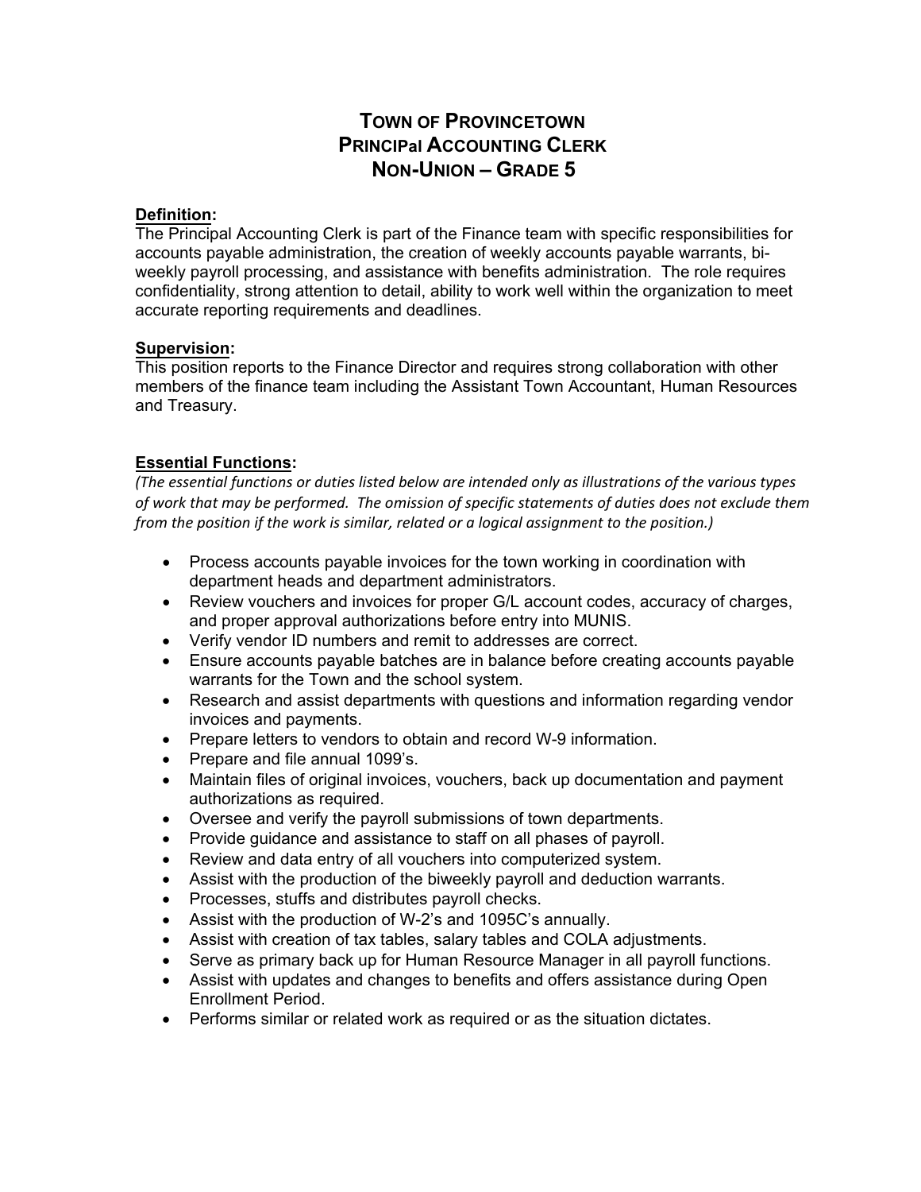# TOWN OF PROVINCETOWN
# PRINCIPal ACCOUNTING CLERK
# NON-UNION – GRADE 5

**Definition:**
The Principal Accounting Clerk is part of the Finance team with specific responsibilities for accounts payable administration, the creation of weekly accounts payable warrants, bi-weekly payroll processing, and assistance with benefits administration. The role requires confidentiality, strong attention to detail, ability to work well within the organization to meet accurate reporting requirements and deadlines.

**Supervision:**
This position reports to the Finance Director and requires strong collaboration with other members of the finance team including the Assistant Town Accountant, Human Resources and Treasury.

**Essential Functions:**
*(The essential functions or duties listed below are intended only as illustrations of the various types of work that may be performed. The omission of specific statements of duties does not exclude them from the position if the work is similar, related or a logical assignment to the position.)*

- Process accounts payable invoices for the town working in coordination with department heads and department administrators.
- Review vouchers and invoices for proper G/L account codes, accuracy of charges, and proper approval authorizations before entry into MUNIS.
- Verify vendor ID numbers and remit to addresses are correct.
- Ensure accounts payable batches are in balance before creating accounts payable warrants for the Town and the school system.
- Research and assist departments with questions and information regarding vendor invoices and payments.
- Prepare letters to vendors to obtain and record W-9 information.
- Prepare and file annual 1099's.
- Maintain files of original invoices, vouchers, back up documentation and payment authorizations as required.
- Oversee and verify the payroll submissions of town departments.
- Provide guidance and assistance to staff on all phases of payroll.
- Review and data entry of all vouchers into computerized system.
- Assist with the production of the biweekly payroll and deduction warrants.
- Processes, stuffs and distributes payroll checks.
- Assist with the production of W-2's and 1095C's annually.
- Assist with creation of tax tables, salary tables and COLA adjustments.
- Serve as primary back up for Human Resource Manager in all payroll functions.
- Assist with updates and changes to benefits and offers assistance during Open Enrollment Period.
- Performs similar or related work as required or as the situation dictates.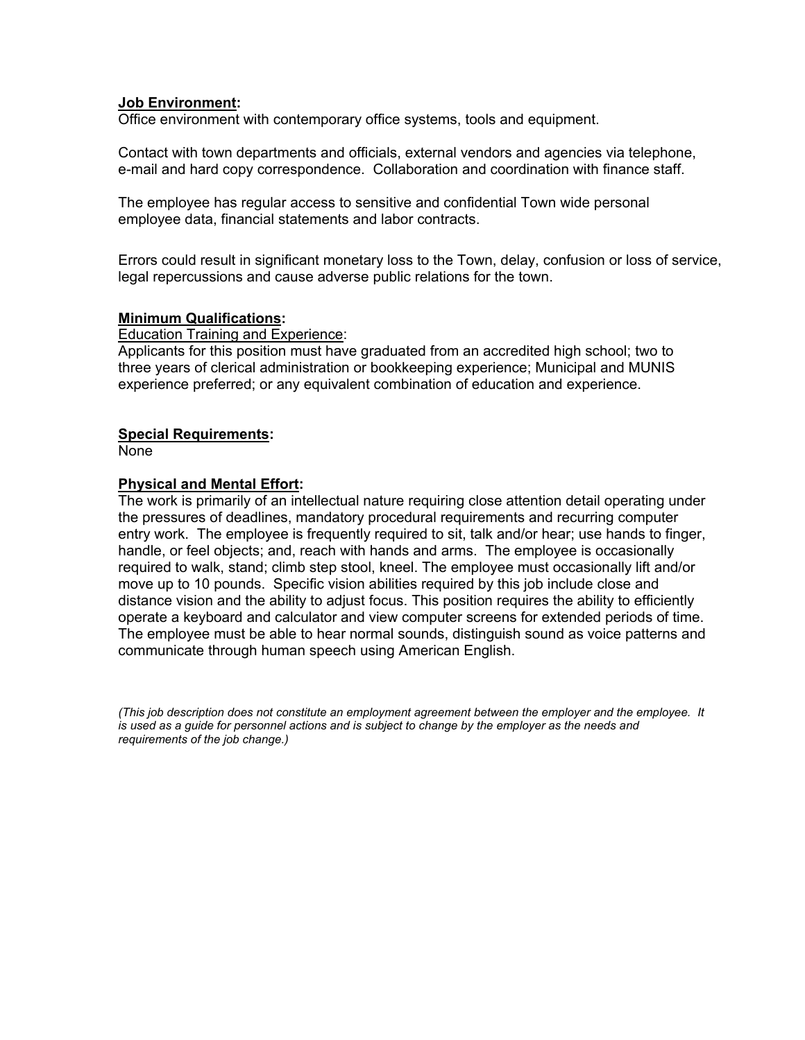**Job Environment:**

Office environment with contemporary office systems, tools and equipment.

Contact with town departments and officials, external vendors and agencies via telephone, e-mail and hard copy correspondence. Collaboration and coordination with finance staff.

The employee has regular access to sensitive and confidential Town wide personal employee data, financial statements and labor contracts.

Errors could result in significant monetary loss to the Town, delay, confusion or loss of service, legal repercussions and cause adverse public relations for the town.

**Minimum Qualifications:**

Education Training and Experience:

Applicants for this position must have graduated from an accredited high school; two to three years of clerical administration or bookkeeping experience; Municipal and MUNIS experience preferred; or any equivalent combination of education and experience.

**Special Requirements:**

None

**Physical and Mental Effort:**

The work is primarily of an intellectual nature requiring close attention detail operating under the pressures of deadlines, mandatory procedural requirements and recurring computer entry work. The employee is frequently required to sit, talk and/or hear; use hands to finger, handle, or feel objects; and, reach with hands and arms. The employee is occasionally required to walk, stand; climb step stool, kneel. The employee must occasionally lift and/or move up to 10 pounds. Specific vision abilities required by this job include close and distance vision and the ability to adjust focus. This position requires the ability to efficiently operate a keyboard and calculator and view computer screens for extended periods of time. The employee must be able to hear normal sounds, distinguish sound as voice patterns and communicate through human speech using American English.

*(This job description does not constitute an employment agreement between the employer and the employee. It is used as a guide for personnel actions and is subject to change by the employer as the needs and requirements of the job change.)*